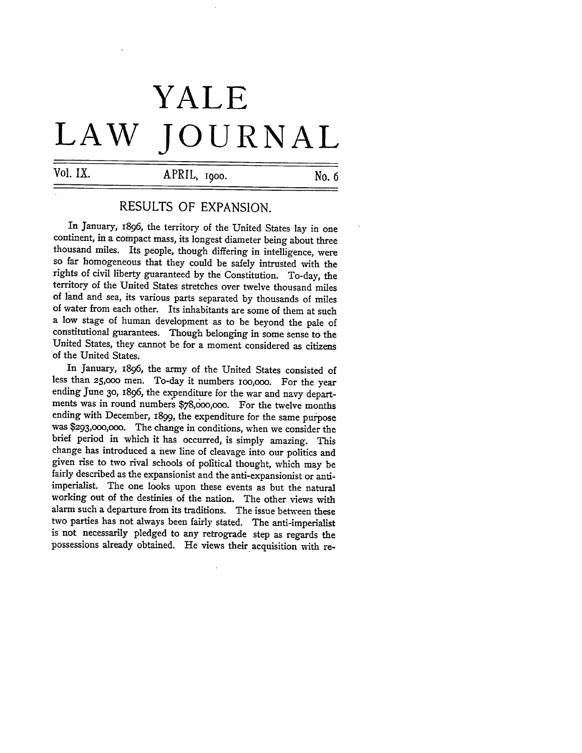# YALE LAW JOURNAL

Vol. IX. APRIL, 1900. No. 6

## RESULTS OF EXPANSION.

In January, 1896, the territory of the United States lay in one continent, in a compact mass, its longest diameter being about three thousand miles. Its people, though differing in intelligence, were so far homogeneous that they could be safely intrusted with the rights of civil liberty guaranteed by the Constitution. To-day, the territory of the United States stretches over twelve thousand miles of land and sea, its various parts separated by thousands of miles of water from each other. Its inhabitants are some of them at such a low stage of human development as to be beyond the pale of constitutional guarantees. Though belonging in some sense to the United States, they cannot be for a moment considered as citizens of the United States.

In January, 1896, the army of the United States consisted of less than 25,000 men. To-day it numbers 100,000. For the year ending June 30, 1896, the expenditure for the war and navy departments was in round numbers $78,000,000. For the twelve months ending with December, 1899, the expenditure for the same purpose was $293,000,000. The change in conditions, when we consider the brief period in which it has occurred, is simply amazing. This change has introduced a new line of cleavage into our politics and given rise to two rival schools of political thought, which may be fairly described as the expansionist and the anti-expansionist or anti-imperialist. The one looks upon these events as but the natural working out of the destinies of the nation. The other views with alarm such a departure from its traditions. The issue between these two parties has not always been fairly stated. The anti-imperialist is not necessarily pledged to any retrograde step as regards the possessions already obtained. He views their acquisition with re-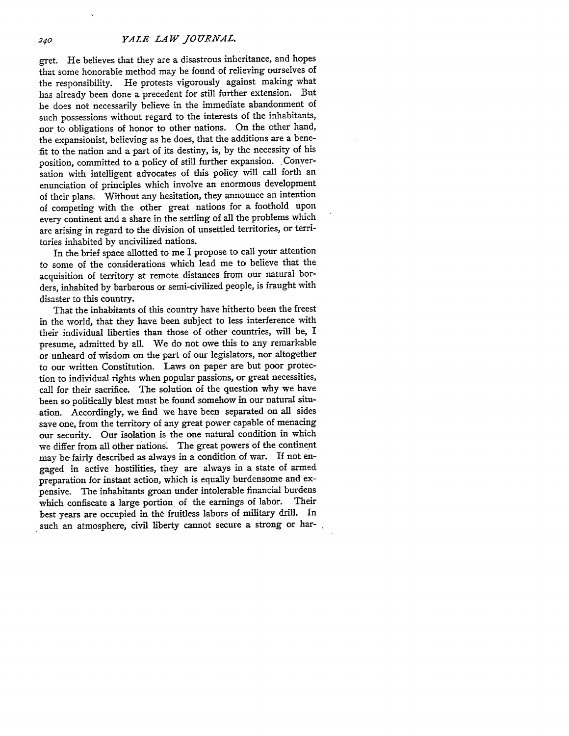gret. He believes that they are a disastrous inheritance, and hopes that some honorable method may be found of relieving ourselves of the responsibility. He protests vigorously against making what has already been done a precedent for still further extension. But he does not necessarily believe in the immediate abandonment of such possessions without regard to the interests of the inhabitants, nor to obligations of honor to other nations. On the other hand, the expansionist, believing as he does, that the additions are a benefit to the nation and a part of its destiny, is, by the necessity of his position, committed to a policy of still further expansion. Conversation with intelligent advocates of this policy will call forth an enunciation of principles which involve an enormous development of their plans. Without any hesitation, they announce an intention of competing with the other great nations for a foothold upon every continent and a share in the settling of all the problems which are arising in regard to the division of unsettled territories, or territories inhabited by uncivilized nations.

In the brief space allotted to me I propose to call your attention to some of the considerations which lead me to believe that the acquisition of territory at remote distances from our natural borders, inhabited by barbarous or semi-civilized people, is fraught with disaster to this country.

That the inhabitants of this country have hitherto been the freest in the world, that they have been subject to less interference with their individual liberties than those of other countries, will be, I presume, admitted by all. We do not owe this to any remarkable or unheard of wisdom on the part of our legislators, nor altogether to our written Constitution. Laws on paper are but poor protection to individual rights when popular passions, or great necessities, call for their sacrifice. The solution of the question why we have been so politically blest must be found somehow in our natural situation. Accordingly, we find we have been separated on all sides save one, from the territory of any great power capable of menacing our security. Our isolation is the one natural condition in which we differ from all other nations. The great powers of the continent may be fairly described as always in a condition of war. If not engaged in active hostilities, they are always in a state of armed preparation for instant action, which is equally burdensome and expensive. The inhabitants groan under intolerable financial burdens which confiscate a large portion of the earnings of labor. Their best years are occupied in the fruitless labors of military drill. In such an atmosphere, civil liberty cannot secure a strong or har-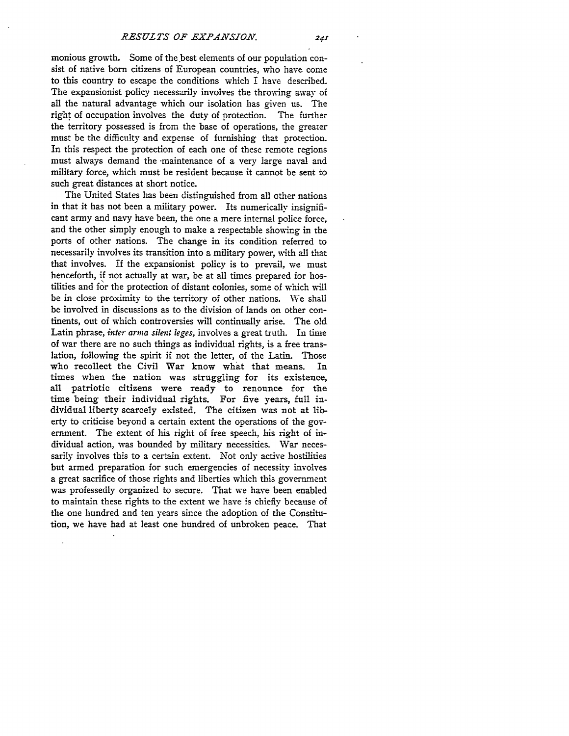monious growth. Some of the best elements of our population consist of native born citizens of European countries, who have come to this country to escape the conditions which I have described. The expansionist policy necessarily involves the throwing away of all the natural advantage which our isolation has given us. The right of occupation involves the duty of protection. The further the territory possessed is from the base of operations, the greater must be the difficulty and expense of furnishing that protection. In this respect the protection of each one of these remote regions must always demand the maintenance of a very large naval and military force, which must be resident because it cannot be sent to such great distances at short notice.

The United States has been distinguished from all other nations in that it has not been a military power. Its numerically insignificant army and navy have been, the one a mere internal police force, and the other simply enough to make a respectable showing in the ports of other nations. The change in its condition referred to necessarily involves its transition into a military power, with all that that involves. If the expansionist policy is to prevail, we must henceforth, if not actually at war, be at all times prepared for hostilities and for the protection of distant colonies, some of which will be in close proximity to the territory of other nations. We shall be involved in discussions as to the division of lands on other continents, out of which controversies will continually arise. The old Latin phrase, *inter arma silent leges*, involves a great truth. In time of war there are no such things as individual rights, is a free translation, following the spirit if not the letter, of the Latin. Those who recollect the Civil War know what that means. In times when the nation was struggling for its existence, all patriotic citizens were ready to renounce for the time being their individual rights. For five years, full individual liberty scarcely existed. The citizen was not at liberty to criticise beyond a certain extent the operations of the government. The extent of his right of free speech, his right of individual action, was bounded by military necessities. War necessarily involves this to a certain extent. Not only active hostilities but armed preparation for such emergencies of necessity involves a great sacrifice of those rights and liberties which this government was professedly organized to secure. That we have been enabled to maintain these rights to the extent we have is chiefly because of the one hundred and ten years since the adoption of the Constitution, we have had at least one hundred of unbroken peace. That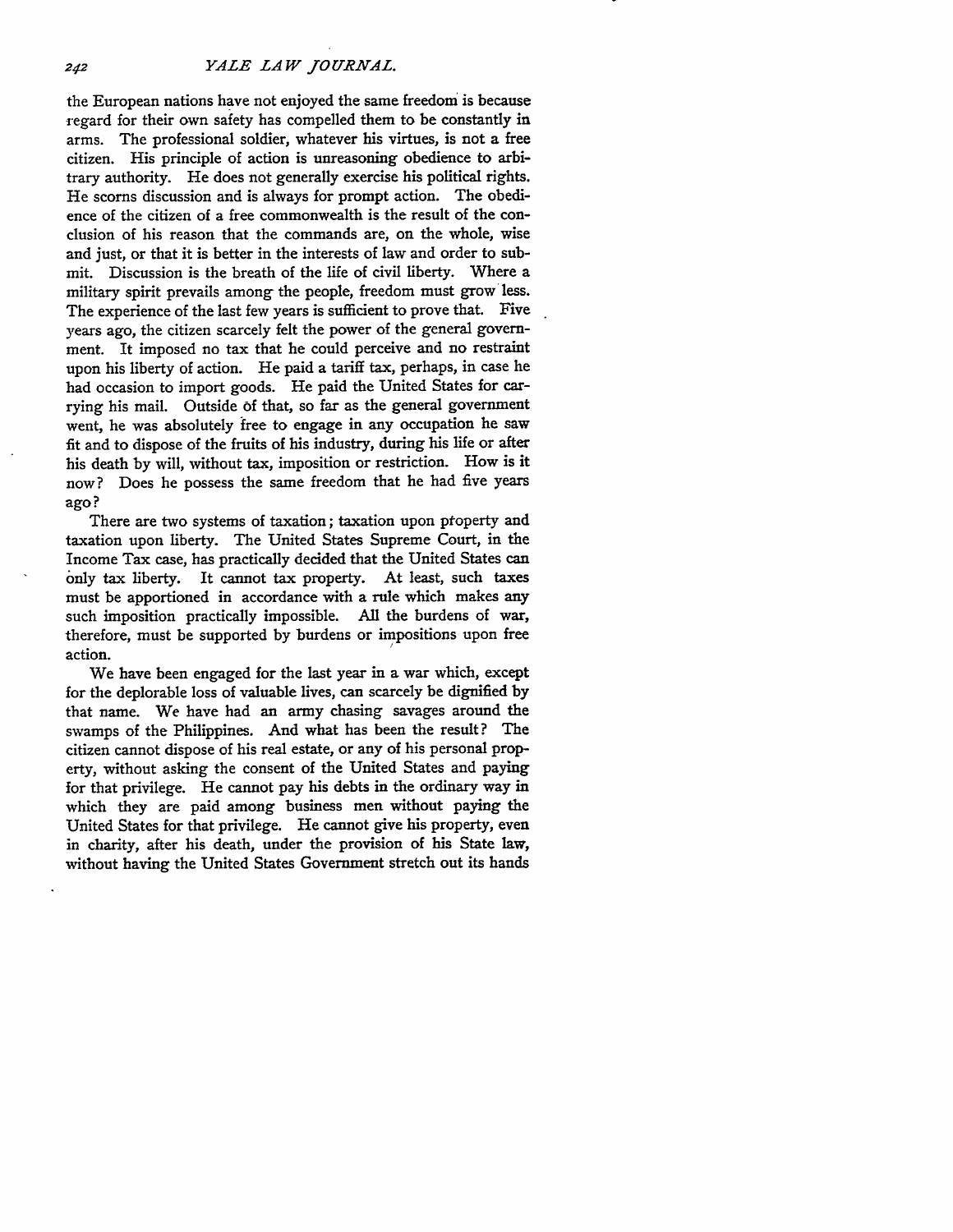the European nations have not enjoyed the same freedom is because regard for their own safety has compelled them to be constantly in arms. The professional soldier, whatever his virtues, is not a free citizen. His principle of action is unreasoning obedience to arbitrary authority. He does not generally exercise his political rights. He scorns discussion and is always for prompt action. The obedience of the citizen of a free commonwealth is the result of the conclusion of his reason that the commands are, on the whole, wise and just, or that it is better in the interests of law and order to submit. Discussion is the breath of the life of civil liberty. Where a military spirit prevails among the people, freedom must grow less. The experience of the last few years is sufficient to prove that. Five years ago, the citizen scarcely felt the power of the general government. It imposed no tax that he could perceive and no restraint upon his liberty of action. He paid a tariff tax, perhaps, in case he had occasion to import goods. He paid the United States for carrying his mail. Outside of that, so far as the general government went, he was absolutely free to engage in any occupation he saw fit and to dispose of the fruits of his industry, during his life or after his death by will, without tax, imposition or restriction. How is it now? Does he possess the same freedom that he had five years ago?

There are two systems of taxation; taxation upon property and taxation upon liberty. The United States Supreme Court, in the Income Tax case, has practically decided that the United States can only tax liberty. It cannot tax property. At least, such taxes must be apportioned in accordance with a rule which makes any such imposition practically impossible. All the burdens of war, therefore, must be supported by burdens or impositions upon free action.

We have been engaged for the last year in a war which, except for the deplorable loss of valuable lives, can scarcely be dignified by that name. We have had an army chasing savages around the swamps of the Philippines. And what has been the result? The citizen cannot dispose of his real estate, or any of his personal property, without asking the consent of the United States and paying for that privilege. He cannot pay his debts in the ordinary way in which they are paid among business men without paying the United States for that privilege. He cannot give his property, even in charity, after his death, under the provision of his State law, without having the United States Government stretch out its hands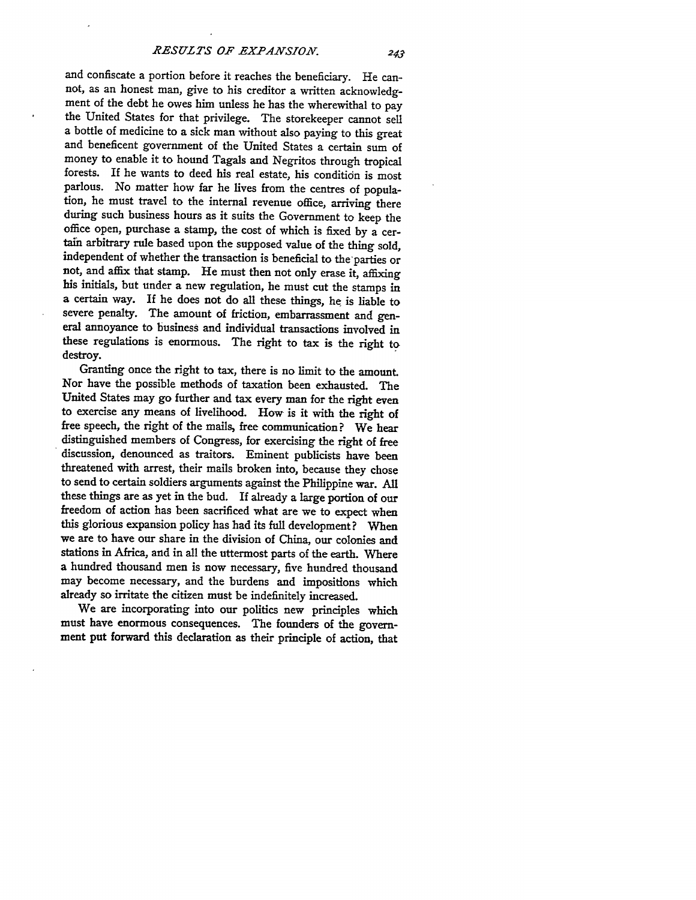and confiscate a portion before it reaches the beneficiary. He cannot, as an honest man, give to his creditor a written acknowledgment of the debt he owes him unless he has the wherewithal to pay the United States for that privilege. The storekeeper cannot sell a bottle of medicine to a sick man without also paying to this great and beneficent government of the United States a certain sum of money to enable it to hound Tagals and Negritos through tropical forests. If he wants to deed his real estate, his condition is most parlous. No matter how far he lives from the centres of population, he must travel to the internal revenue office, arriving there during such business hours as it suits the Government to keep the office open, purchase a stamp, the cost of which is fixed by a certain arbitrary rule based upon the supposed value of the thing sold, independent of whether the transaction is beneficial to the parties or not, and affix that stamp. He must then not only erase it, affixing his initials, but under a new regulation, he must cut the stamps in a certain way. If he does not do all these things, he is liable to severe penalty. The amount of friction, embarrassment and general annoyance to business and individual transactions involved in these regulations is enormous. The right to tax is the right to destroy.

Granting once the right to tax, there is no limit to the amount. Nor have the possible methods of taxation been exhausted. The United States may go further and tax every man for the right even to exercise any means of livelihood. How is it with the right of free speech, the right of the mails, free communication? We hear distinguished members of Congress, for exercising the right of free discussion, denounced as traitors. Eminent publicists have been threatened with arrest, their mails broken into, because they chose to send to certain soldiers arguments against the Philippine war. All these things are as yet in the bud. If already a large portion of our freedom of action has been sacrificed what are we to expect when this glorious expansion policy has had its full development? When we are to have our share in the division of China, our colonies and stations in Africa, and in all the uttermost parts of the earth. Where a hundred thousand men is now necessary, five hundred thousand may become necessary, and the burdens and impositions which already so irritate the citizen must be indefinitely increased.

We are incorporating into our politics new principles which must have enormous consequences. The founders of the government put forward this declaration as their principle of action, that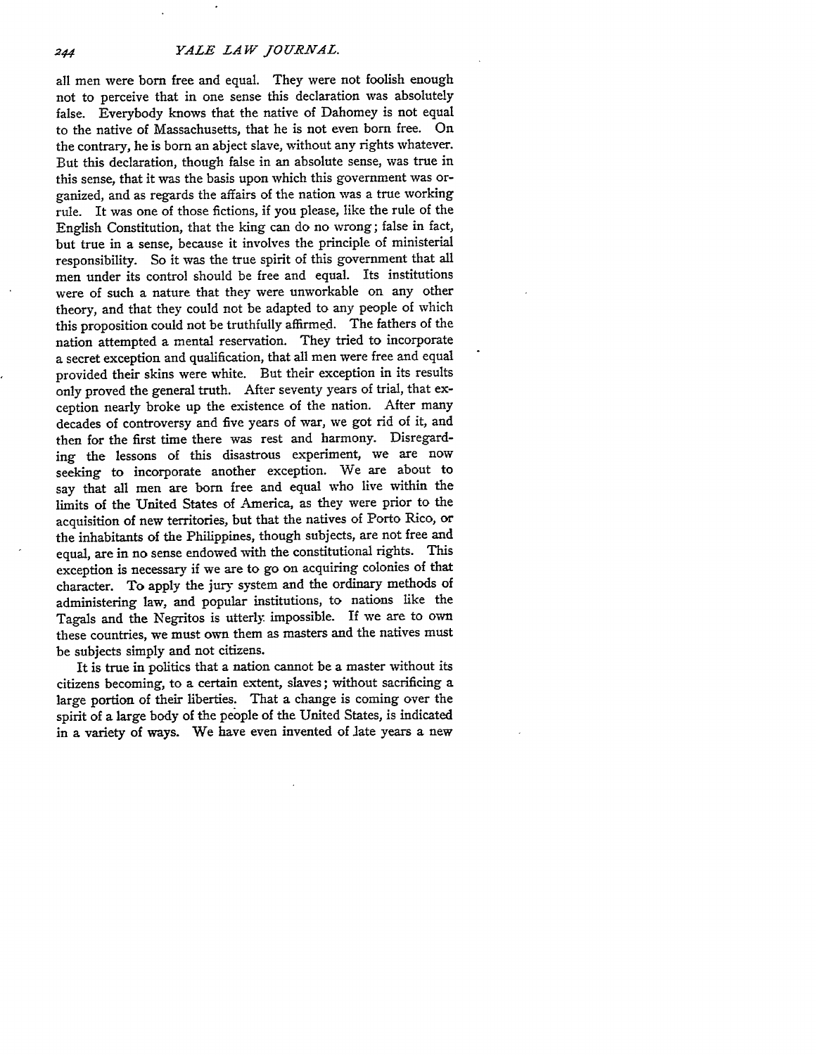all men were born free and equal. They were not foolish enough not to perceive that in one sense this declaration was absolutely false. Everybody knows that the native of Dahomey is not equal to the native of Massachusetts, that he is not even born free. On the contrary, he is born an abject slave, without any rights whatever. But this declaration, though false in an absolute sense, was true in this sense, that it was the basis upon which this government was organized, and as regards the affairs of the nation was a true working rule. It was one of those fictions, if you please, like the rule of the English Constitution, that the king can do no wrong; false in fact, but true in a sense, because it involves the principle of ministerial responsibility. So it was the true spirit of this government that all men under its control should be free and equal. Its institutions were of such a nature that they were unworkable on any other theory, and that they could not be adapted to any people of which this proposition could not be truthfully affirmed. The fathers of the nation attempted a mental reservation. They tried to incorporate a secret exception and qualification, that all men were free and equal provided their skins were white. But their exception in its results only proved the general truth. After seventy years of trial, that exception nearly broke up the existence of the nation. After many decades of controversy and five years of war, we got rid of it, and then for the first time there was rest and harmony. Disregarding the lessons of this disastrous experiment, we are now seeking to incorporate another exception. We are about to say that all men are born free and equal who live within the limits of the United States of America, as they were prior to the acquisition of new territories, but that the natives of Porto Rico, or the inhabitants of the Philippines, though subjects, are not free and equal, are in no sense endowed with the constitutional rights. This exception is necessary if we are to go on acquiring colonies of that character. To apply the jury system and the ordinary methods of administering law, and popular institutions, to nations like the Tagals and the Negritos is utterly impossible. If we are to own these countries, we must own them as masters and the natives must be subjects simply and not citizens.

It is true in politics that a nation cannot be a master without its citizens becoming, to a certain extent, slaves; without sacrificing a large portion of their liberties. That a change is coming over the spirit of a large body of the people of the United States, is indicated in a variety of ways. We have even invented of late years a new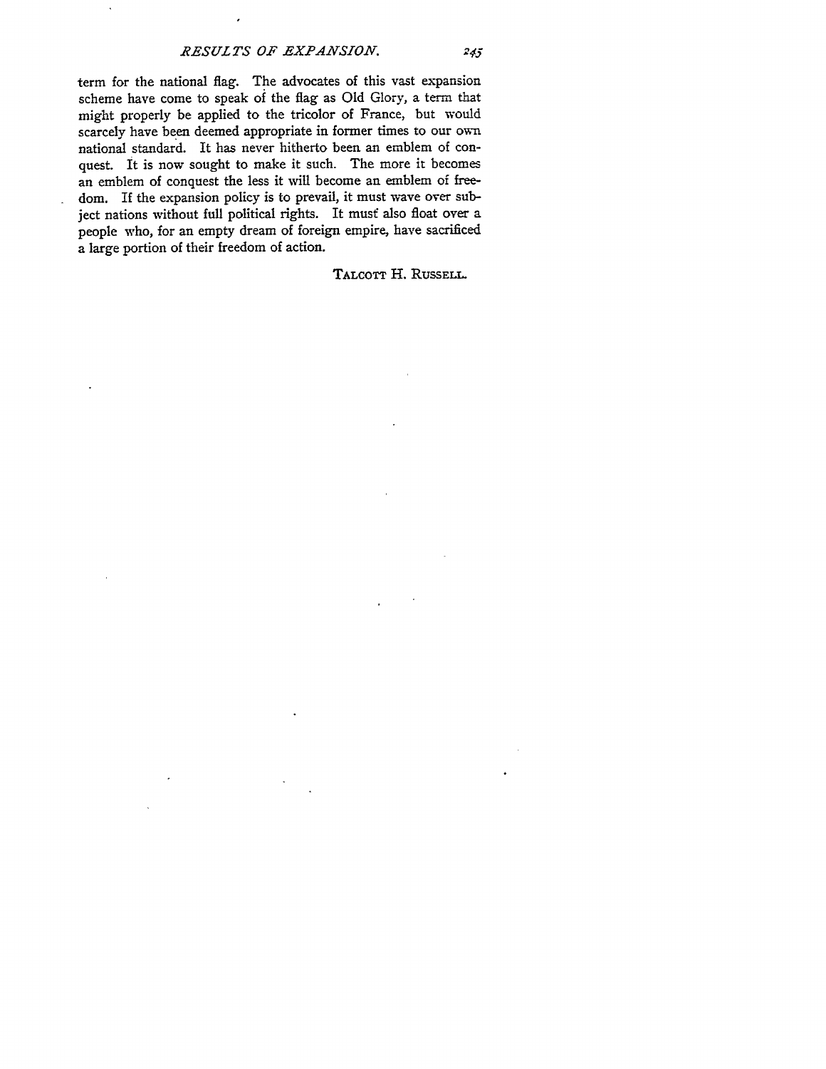term for the national flag. The advocates of this vast expansion scheme have come to speak of the flag as Old Glory, a term that might properly be applied to the tricolor of France, but would scarcely have been deemed appropriate in former times to our own national standard. It has never hitherto been an emblem of conquest. It is now sought to make it such. The more it becomes an emblem of conquest the less it will become an emblem of freedom. If the expansion policy is to prevail, it must wave over subject nations without full political rights. It must also float over a people who, for an empty dream of foreign empire, have sacrificed a large portion of their freedom of action.

TALCOTT H. RUSSELL.